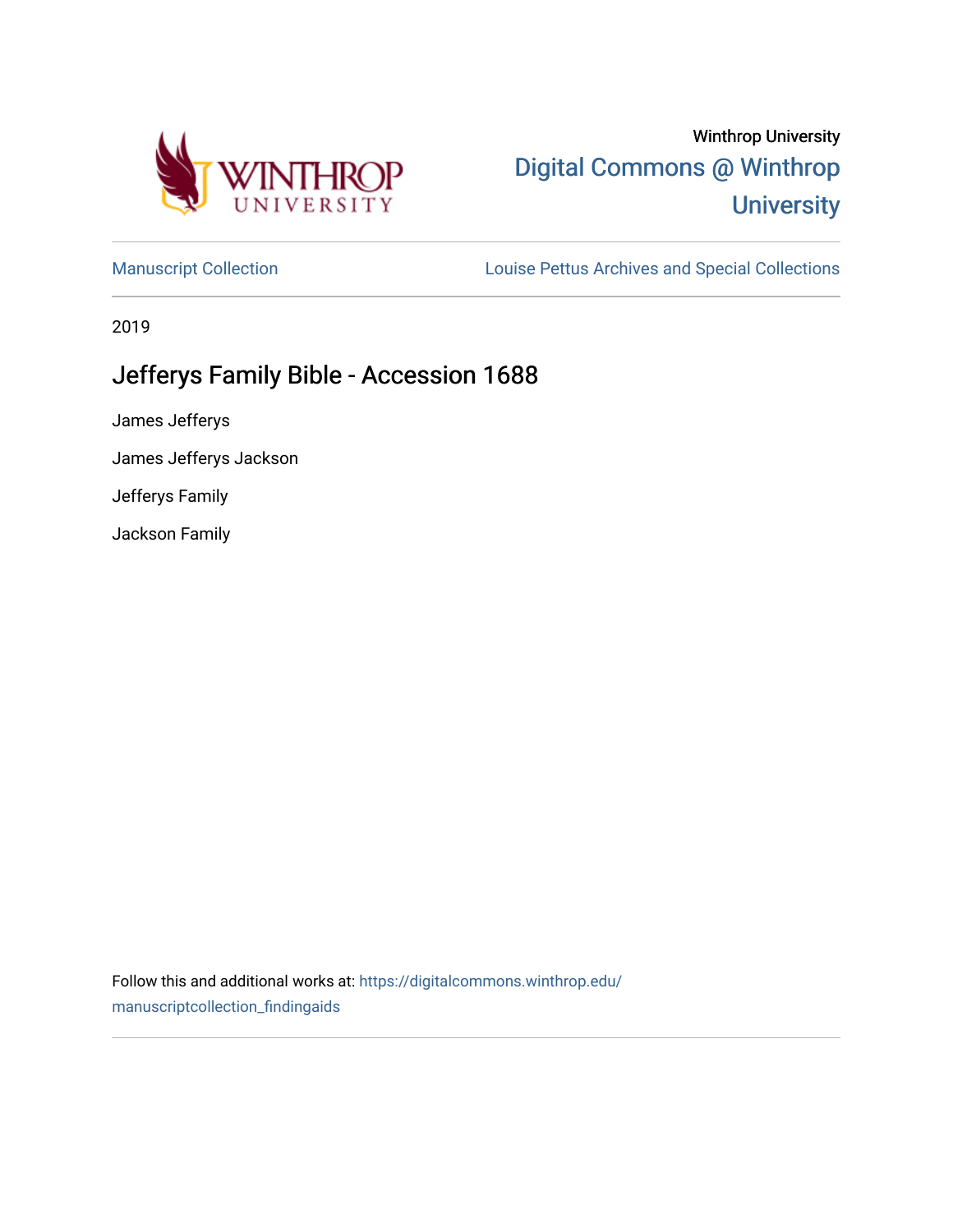Winthrop University

Digital Commons @ Winthrop University

Manuscript Collection | Louise Pettus Archives and Special Collections

2019

# Jefferys Family Bible - Accession 1688

James Jefferys

James Jefferys Jackson

Jefferys Family

Jackson Family

Follow this and additional works at: https://digitalcommons.winthrop.edu/manuscriptcollection_findingaids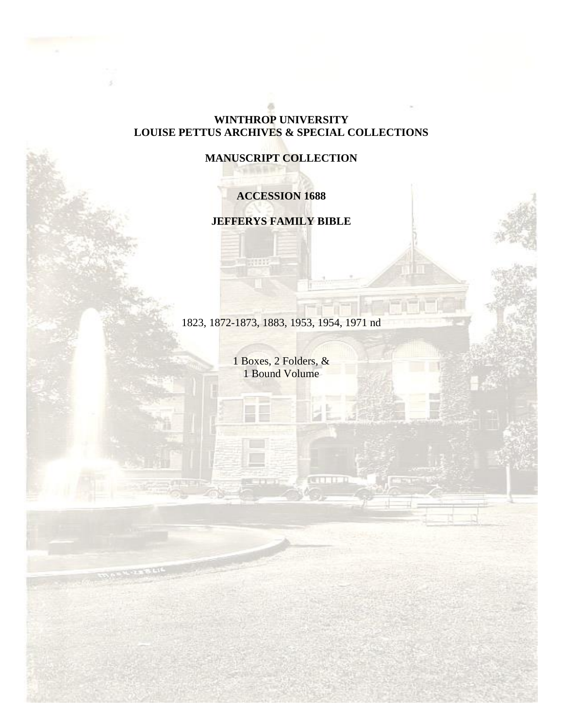**WINTHROP UNIVERSITY**
**LOUISE PETTUS ARCHIVES & SPECIAL COLLECTIONS**

**MANUSCRIPT COLLECTION**

**ACCESSION 1688**

**JEFFERYS FAMILY BIBLE**

1823, 1872-1873, 1883, 1953, 1954, 1971 nd

1 Boxes, 2 Folders, &
1 Bound Volume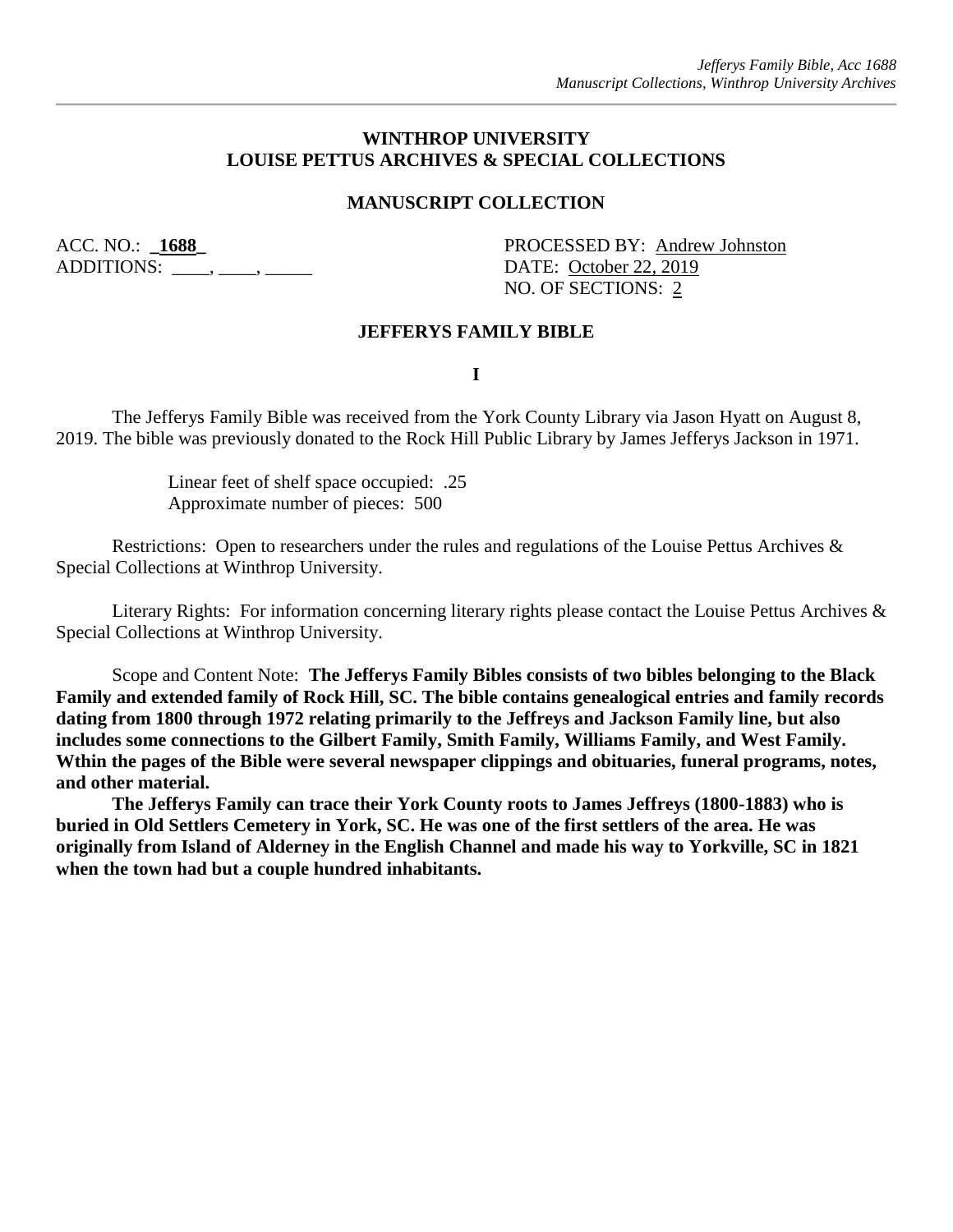**WINTHROP UNIVERSITY**
**LOUISE PETTUS ARCHIVES & SPECIAL COLLECTIONS**

**MANUSCRIPT COLLECTION**

ACC. NO.: **1688**
ADDITIONS: ____, ____, _____

PROCESSED BY: Andrew Johnston
DATE: October 22, 2019
NO. OF SECTIONS: 2

**JEFFERYS FAMILY BIBLE**

**I**

The Jefferys Family Bible was received from the York County Library via Jason Hyatt on August 8, 2019. The bible was previously donated to the Rock Hill Public Library by James Jefferys Jackson in 1971.

Linear feet of shelf space occupied: .25
Approximate number of pieces: 500

Restrictions: Open to researchers under the rules and regulations of the Louise Pettus Archives & Special Collections at Winthrop University.

Literary Rights: For information concerning literary rights please contact the Louise Pettus Archives & Special Collections at Winthrop University.

Scope and Content Note: **The Jefferys Family Bibles consists of two bibles belonging to the Black Family and extended family of Rock Hill, SC. The bible contains genealogical entries and family records dating from 1800 through 1972 relating primarily to the Jeffreys and Jackson Family line, but also includes some connections to the Gilbert Family, Smith Family, Williams Family, and West Family. Wthin the pages of the Bible were several newspaper clippings and obituaries, funeral programs, notes, and other material.**

**The Jefferys Family can trace their York County roots to James Jeffreys (1800-1883) who is buried in Old Settlers Cemetery in York, SC. He was one of the first settlers of the area. He was originally from Island of Alderney in the English Channel and made his way to Yorkville, SC in 1821 when the town had but a couple hundred inhabitants.**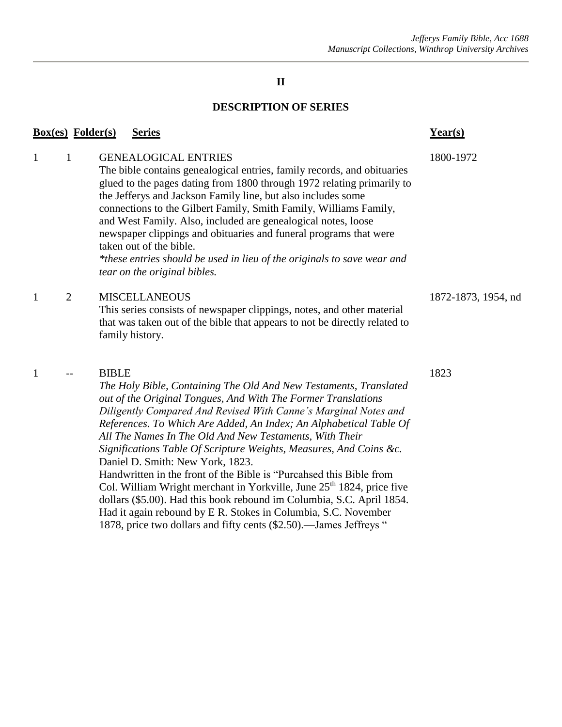# II

## DESCRIPTION OF SERIES

| Box(es) | Folder(s) | Series | Year(s) |
|---|---|---|---|
| 1 | 1 | GENEALOGICAL ENTRIES<br>The bible contains genealogical entries, family records, and obituaries glued to the pages dating from 1800 through 1972 relating primarily to the Jefferys and Jackson Family line, but also includes some connections to the Gilbert Family, Smith Family, Williams Family, and West Family. Also, included are genealogical notes, loose newspaper clippings and obituaries and funeral programs that were taken out of the bible.<br>*\*these entries should be used in lieu of the originals to save wear and tear on the original bibles.* | 1800-1972 |
| 1 | 2 | MISCELLANEOUS<br>This series consists of newspaper clippings, notes, and other material that was taken out of the bible that appears to not be directly related to family history. | 1872-1873, 1954, nd |
| 1 | -- | BIBLE<br>*The Holy Bible, Containing The Old And New Testaments, Translated out of the Original Tongues, And With The Former Translations Diligently Compared And Revised With Canne's Marginal Notes and References. To Which Are Added, An Index; An Alphabetical Table Of All The Names In The Old And New Testaments, With Their Significations Table Of Scripture Weights, Measures, And Coins &c.* Daniel D. Smith: New York, 1823.<br>Handwritten in the front of the Bible is "Purcahsed this Bible from Col. William Wright merchant in Yorkville, June 25th 1824, price five dollars ($5.00). Had this book rebound im Columbia, S.C. April 1854. Had it again rebound by E R. Stokes in Columbia, S.C. November 1878, price two dollars and fifty cents ($2.50).—James Jeffreys " | 1823 |